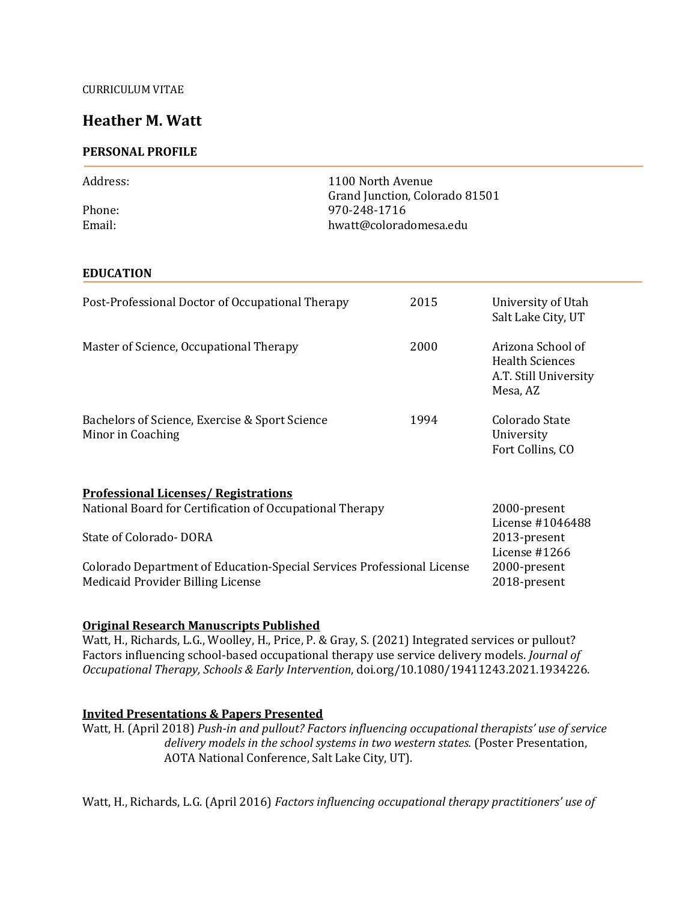CURRICULUM VITAE

# Heather M. Watt

## PERSONAL PROFILE

| | |
|---|---|
| Address: | 1100 North Avenue<br>Grand Junction, Colorado 81501 |
| Phone: | 970-248-1716 |
| Email: | hwatt@coloradomesa.edu |

## EDUCATION

| | | |
|---|---|---|
| Post-Professional Doctor of Occupational Therapy | 2015 | University of Utah<br>Salt Lake City, UT |
| Master of Science, Occupational Therapy | 2000 | Arizona School of Health Sciences<br>A.T. Still University<br>Mesa, AZ |
| Bachelors of Science, Exercise & Sport Science<br>Minor in Coaching | 1994 | Colorado State University<br>Fort Collins, CO |

### Professional Licenses/ Registrations

| | |
|---|---|
| National Board for Certification of Occupational Therapy | 2000-present<br>License #1046488 |
| State of Colorado- DORA | 2013-present<br>License #1266 |
| Colorado Department of Education-Special Services Professional License | 2000-present |
| Medicaid Provider Billing License | 2018-present |

### Original Research Manuscripts Published

Watt, H., Richards, L.G., Woolley, H., Price, P. & Gray, S. (2021) Integrated services or pullout? Factors influencing school-based occupational therapy use service delivery models. *Journal of Occupational Therapy, Schools & Early Intervention*, doi.org/10.1080/19411243.2021.1934226.

### Invited Presentations & Papers Presented

Watt, H. (April 2018) *Push-in and pullout? Factors influencing occupational therapists' use of service delivery models in the school systems in two western states.* (Poster Presentation, AOTA National Conference, Salt Lake City, UT).

Watt, H., Richards, L.G. (April 2016) *Factors influencing occupational therapy practitioners' use of*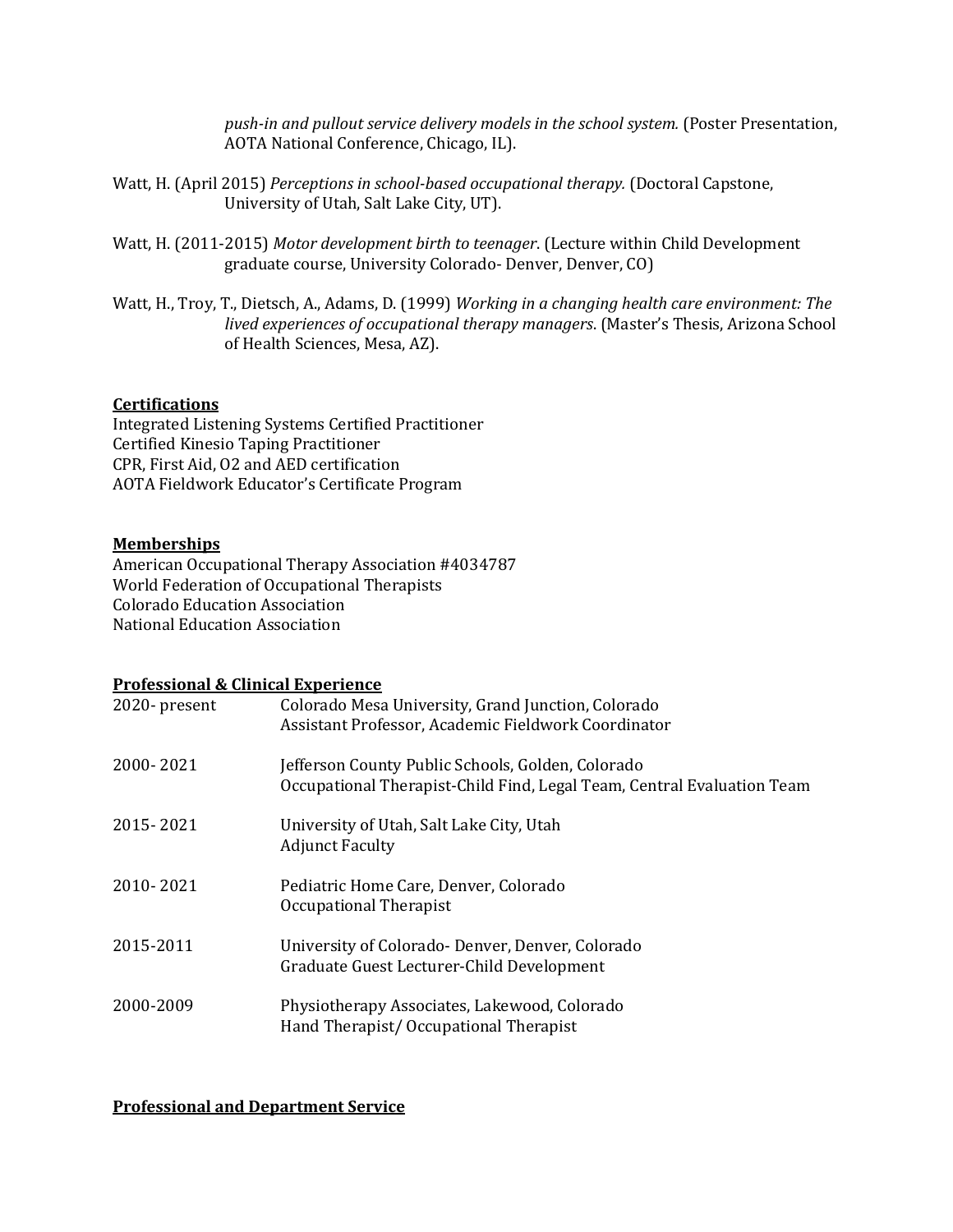*push-in and pullout service delivery models in the school system.* (Poster Presentation, AOTA National Conference, Chicago, IL).

Watt, H. (April 2015) *Perceptions in school-based occupational therapy.* (Doctoral Capstone, University of Utah, Salt Lake City, UT).

Watt, H. (2011-2015) *Motor development birth to teenager*. (Lecture within Child Development graduate course, University Colorado- Denver, Denver, CO)

Watt, H., Troy, T., Dietsch, A., Adams, D. (1999) *Working in a changing health care environment: The lived experiences of occupational therapy managers*. (Master's Thesis, Arizona School of Health Sciences, Mesa, AZ).

## Certifications

Integrated Listening Systems Certified Practitioner
Certified Kinesio Taping Practitioner
CPR, First Aid, O2 and AED certification
AOTA Fieldwork Educator's Certificate Program

## Memberships

American Occupational Therapy Association #4034787
World Federation of Occupational Therapists
Colorado Education Association
National Education Association

## Professional & Clinical Experience

| | |
|---|---|
| 2020- present | Colorado Mesa University, Grand Junction, Colorado<br>Assistant Professor, Academic Fieldwork Coordinator |
| 2000- 2021 | Jefferson County Public Schools, Golden, Colorado<br>Occupational Therapist-Child Find, Legal Team, Central Evaluation Team |
| 2015- 2021 | University of Utah, Salt Lake City, Utah<br>Adjunct Faculty |
| 2010- 2021 | Pediatric Home Care, Denver, Colorado<br>Occupational Therapist |
| 2015-2011 | University of Colorado- Denver, Denver, Colorado<br>Graduate Guest Lecturer-Child Development |
| 2000-2009 | Physiotherapy Associates, Lakewood, Colorado<br>Hand Therapist/ Occupational Therapist |

## Professional and Department Service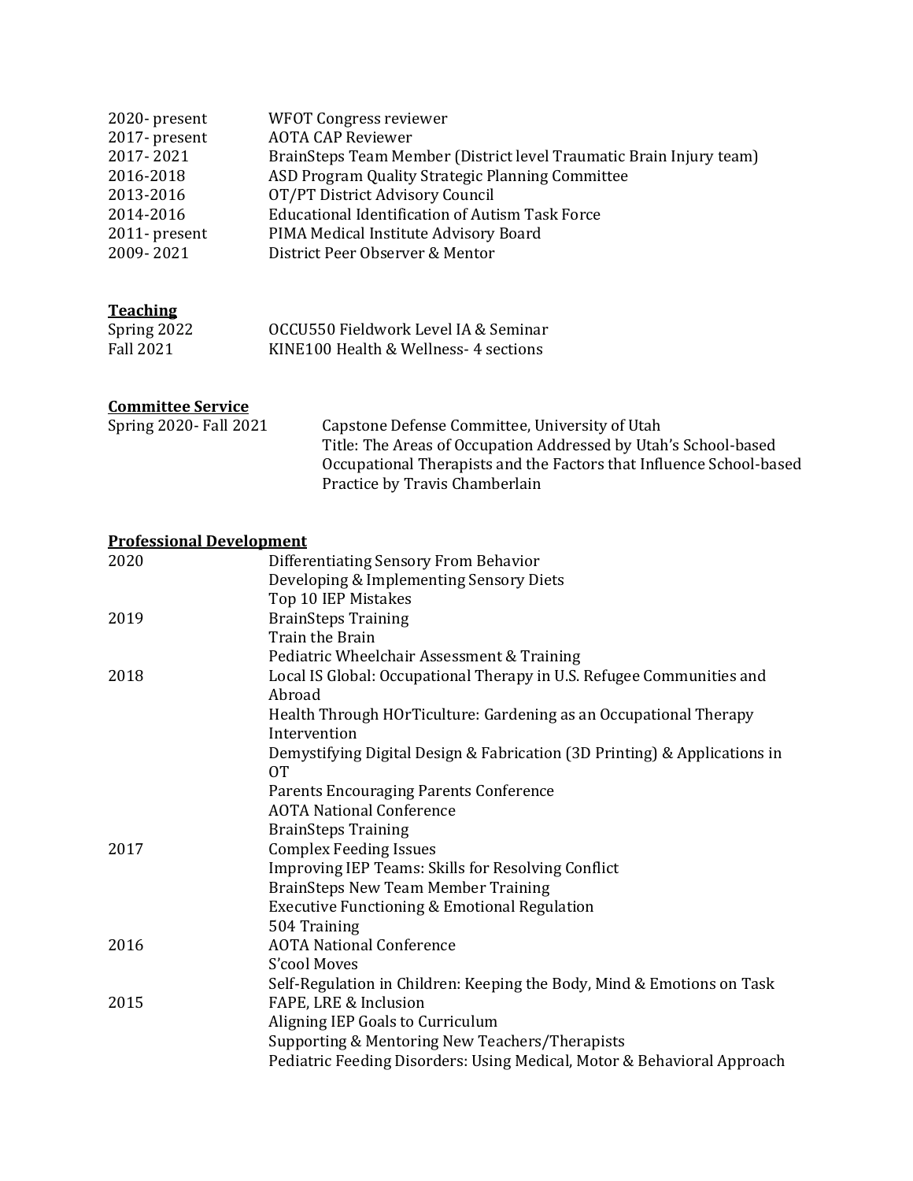| | |
|---|---|
| 2020- present | WFOT Congress reviewer |
| 2017- present | AOTA CAP Reviewer |
| 2017- 2021 | BrainSteps Team Member (District level Traumatic Brain Injury team) |
| 2016-2018 | ASD Program Quality Strategic Planning Committee |
| 2013-2016 | OT/PT District Advisory Council |
| 2014-2016 | Educational Identification of Autism Task Force |
| 2011- present | PIMA Medical Institute Advisory Board |
| 2009- 2021 | District Peer Observer & Mentor |

**Teaching**

| | |
|---|---|
| Spring 2022 | OCCU550 Fieldwork Level IA & Seminar |
| Fall 2021 | KINE100 Health & Wellness- 4 sections |

**Committee Service**

Spring 2020- Fall 2021 — Capstone Defense Committee, University of Utah
Title: The Areas of Occupation Addressed by Utah's School-based Occupational Therapists and the Factors that Influence School-based Practice by Travis Chamberlain

**Professional Development**

2020
- Differentiating Sensory From Behavior
- Developing & Implementing Sensory Diets
- Top 10 IEP Mistakes

2019
- BrainSteps Training
- Train the Brain
- Pediatric Wheelchair Assessment & Training

2018
- Local IS Global: Occupational Therapy in U.S. Refugee Communities and Abroad
- Health Through HOrTiculture: Gardening as an Occupational Therapy Intervention
- Demystifying Digital Design & Fabrication (3D Printing) & Applications in OT
- Parents Encouraging Parents Conference
- AOTA National Conference
- BrainSteps Training

2017
- Complex Feeding Issues
- Improving IEP Teams: Skills for Resolving Conflict
- BrainSteps New Team Member Training
- Executive Functioning & Emotional Regulation
- 504 Training

2016
- AOTA National Conference
- S'cool Moves
- Self-Regulation in Children: Keeping the Body, Mind & Emotions on Task

2015
- FAPE, LRE & Inclusion
- Aligning IEP Goals to Curriculum
- Supporting & Mentoring New Teachers/Therapists
- Pediatric Feeding Disorders: Using Medical, Motor & Behavioral Approach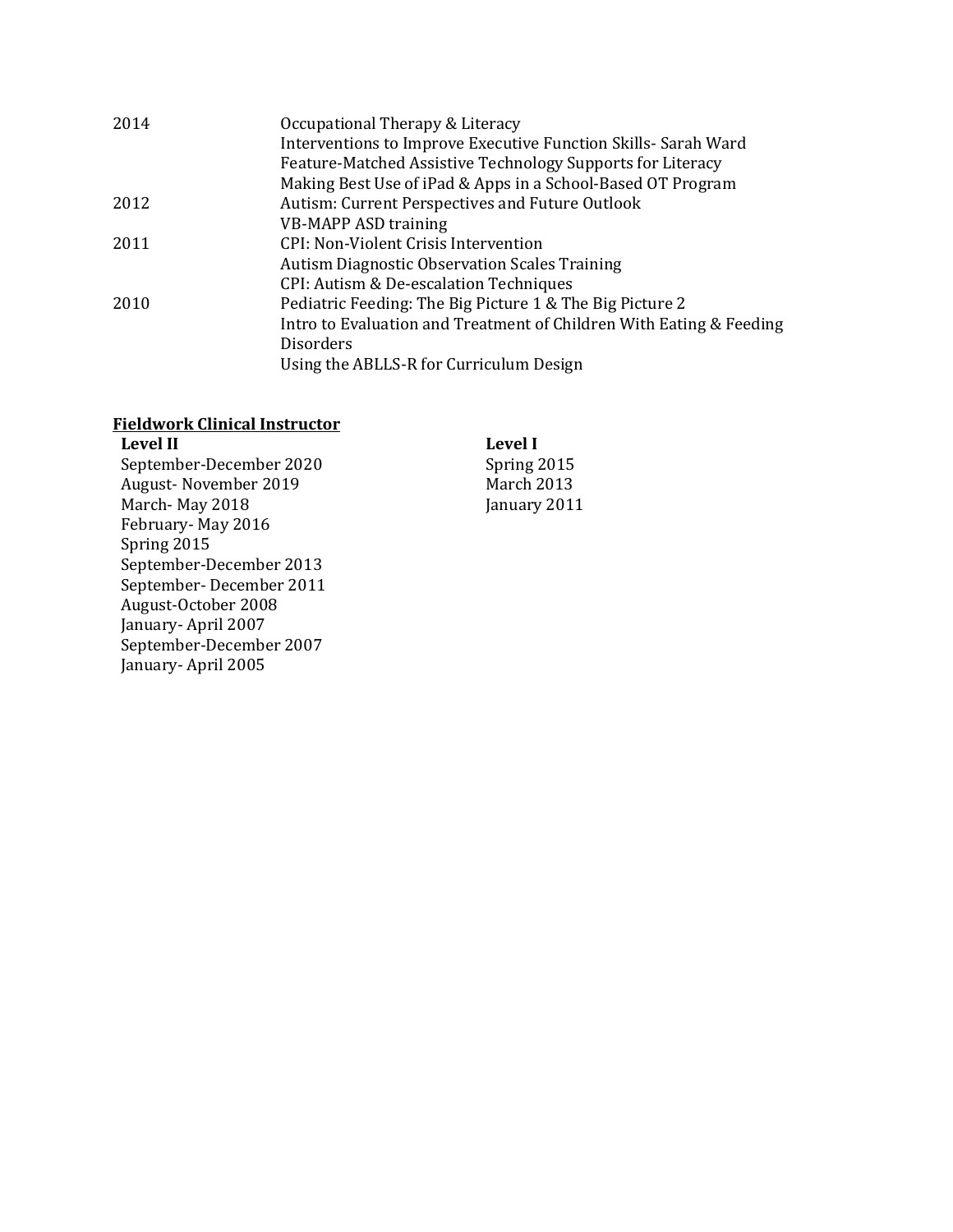| | |
|---|---|
| 2014 | Occupational Therapy & Literacy |
| | Interventions to Improve Executive Function Skills- Sarah Ward |
| | Feature-Matched Assistive Technology Supports for Literacy |
| | Making Best Use of iPad & Apps in a School-Based OT Program |
| 2012 | Autism: Current Perspectives and Future Outlook |
| | VB-MAPP ASD training |
| 2011 | CPI: Non-Violent Crisis Intervention |
| | Autism Diagnostic Observation Scales Training |
| | CPI: Autism & De-escalation Techniques |
| 2010 | Pediatric Feeding: The Big Picture 1 & The Big Picture 2 |
| | Intro to Evaluation and Treatment of Children With Eating & Feeding Disorders |
| | Using the ABLLS-R for Curriculum Design |

**Fieldwork Clinical Instructor**

**Level II**

September-December 2020
August- November 2019
March- May 2018
February- May 2016
Spring 2015
September-December 2013
September- December 2011
August-October 2008
January- April 2007
September-December 2007
January- April 2005

**Level I**

Spring 2015
March 2013
January 2011